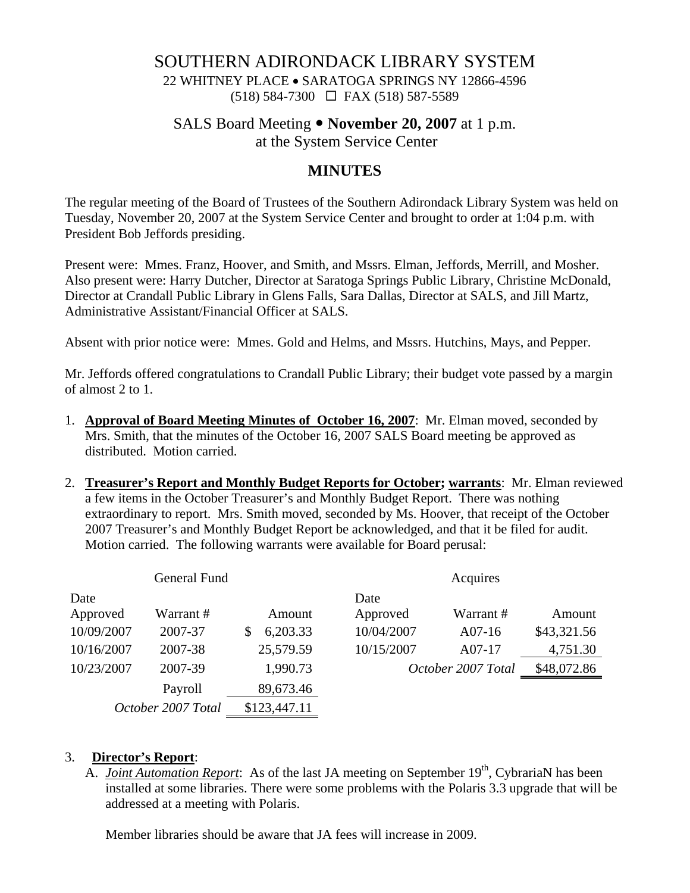# SOUTHERN ADIRONDACK LIBRARY SYSTEM

22 WHITNEY PLACE • SARATOGA SPRINGS NY 12866-4596
(518) 584-7300 ☐ FAX (518) 587-5589

## SALS Board Meeting • **November 20, 2007** at 1 p.m.
at the System Service Center

## MINUTES

The regular meeting of the Board of Trustees of the Southern Adirondack Library System was held on Tuesday, November 20, 2007 at the System Service Center and brought to order at 1:04 p.m. with President Bob Jeffords presiding.

Present were: Mmes. Franz, Hoover, and Smith, and Mssrs. Elman, Jeffords, Merrill, and Mosher. Also present were: Harry Dutcher, Director at Saratoga Springs Public Library, Christine McDonald, Director at Crandall Public Library in Glens Falls, Sara Dallas, Director at SALS, and Jill Martz, Administrative Assistant/Financial Officer at SALS.

Absent with prior notice were: Mmes. Gold and Helms, and Mssrs. Hutchins, Mays, and Pepper.

Mr. Jeffords offered congratulations to Crandall Public Library; their budget vote passed by a margin of almost 2 to 1.

1. **Approval of Board Meeting Minutes of October 16, 2007**: Mr. Elman moved, seconded by Mrs. Smith, that the minutes of the October 16, 2007 SALS Board meeting be approved as distributed. Motion carried.

2. **Treasurer's Report and Monthly Budget Reports for October; warrants**: Mr. Elman reviewed a few items in the October Treasurer's and Monthly Budget Report. There was nothing extraordinary to report. Mrs. Smith moved, seconded by Ms. Hoover, that receipt of the October 2007 Treasurer's and Monthly Budget Report be acknowledged, and that it be filed for audit. Motion carried. The following warrants were available for Board perusal:

**General Fund**

| Date Approved | Warrant # | Amount |
|---|---|---|
| 10/09/2007 | 2007-37 | $ 6,203.33 |
| 10/16/2007 | 2007-38 | 25,579.59 |
| 10/23/2007 | 2007-39 | 1,990.73 |
| | Payroll | 89,673.46 |
| | *October 2007 Total* | $123,447.11 |

**Acquires**

| Date Approved | Warrant # | Amount |
|---|---|---|
| 10/04/2007 | A07-16 | $43,321.56 |
| 10/15/2007 | A07-17 | 4,751.30 |
| | *October 2007 Total* | $48,072.86 |

3. **Director's Report**:
   A. *Joint Automation Report*: As of the last JA meeting on September 19th, CybrariaN has been installed at some libraries. There were some problems with the Polaris 3.3 upgrade that will be addressed at a meeting with Polaris.

   Member libraries should be aware that JA fees will increase in 2009.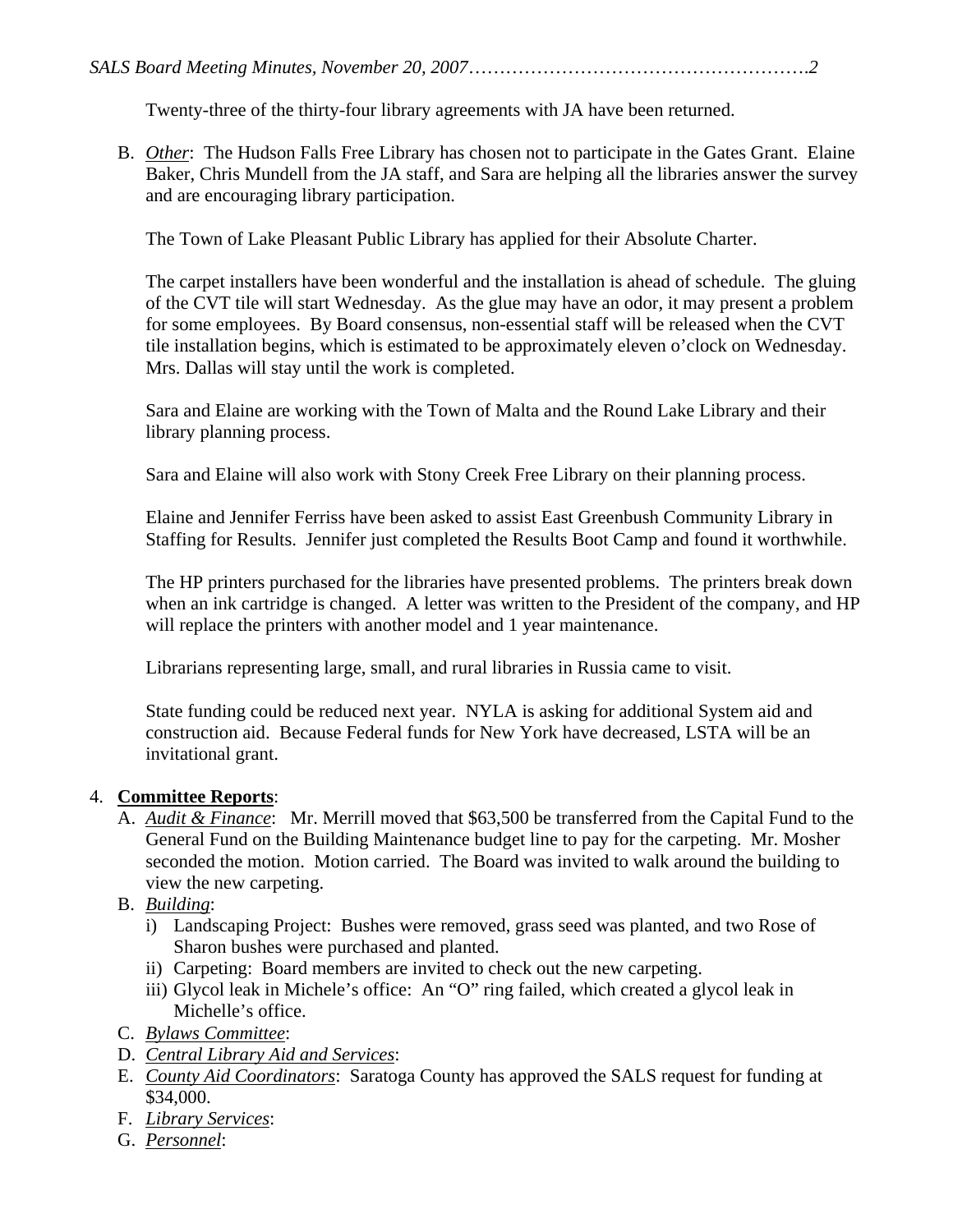Twenty-three of the thirty-four library agreements with JA have been returned.

B. *Other*: The Hudson Falls Free Library has chosen not to participate in the Gates Grant. Elaine Baker, Chris Mundell from the JA staff, and Sara are helping all the libraries answer the survey and are encouraging library participation.

   The Town of Lake Pleasant Public Library has applied for their Absolute Charter.

   The carpet installers have been wonderful and the installation is ahead of schedule. The gluing of the CVT tile will start Wednesday. As the glue may have an odor, it may present a problem for some employees. By Board consensus, non-essential staff will be released when the CVT tile installation begins, which is estimated to be approximately eleven o'clock on Wednesday. Mrs. Dallas will stay until the work is completed.

   Sara and Elaine are working with the Town of Malta and the Round Lake Library and their library planning process.

   Sara and Elaine will also work with Stony Creek Free Library on their planning process.

   Elaine and Jennifer Ferriss have been asked to assist East Greenbush Community Library in Staffing for Results. Jennifer just completed the Results Boot Camp and found it worthwhile.

   The HP printers purchased for the libraries have presented problems. The printers break down when an ink cartridge is changed. A letter was written to the President of the company, and HP will replace the printers with another model and 1 year maintenance.

   Librarians representing large, small, and rural libraries in Russia came to visit.

   State funding could be reduced next year. NYLA is asking for additional System aid and construction aid. Because Federal funds for New York have decreased, LSTA will be an invitational grant.

4. **Committee Reports**:
   A. *Audit & Finance*: Mr. Merrill moved that $63,500 be transferred from the Capital Fund to the General Fund on the Building Maintenance budget line to pay for the carpeting. Mr. Mosher seconded the motion. Motion carried. The Board was invited to walk around the building to view the new carpeting.
   B. *Building*:
      i) Landscaping Project: Bushes were removed, grass seed was planted, and two Rose of Sharon bushes were purchased and planted.
      ii) Carpeting: Board members are invited to check out the new carpeting.
      iii) Glycol leak in Michele's office: An "O" ring failed, which created a glycol leak in Michelle's office.
   C. *Bylaws Committee*:
   D. *Central Library Aid and Services*:
   E. *County Aid Coordinators*: Saratoga County has approved the SALS request for funding at $34,000.
   F. *Library Services*:
   G. *Personnel*: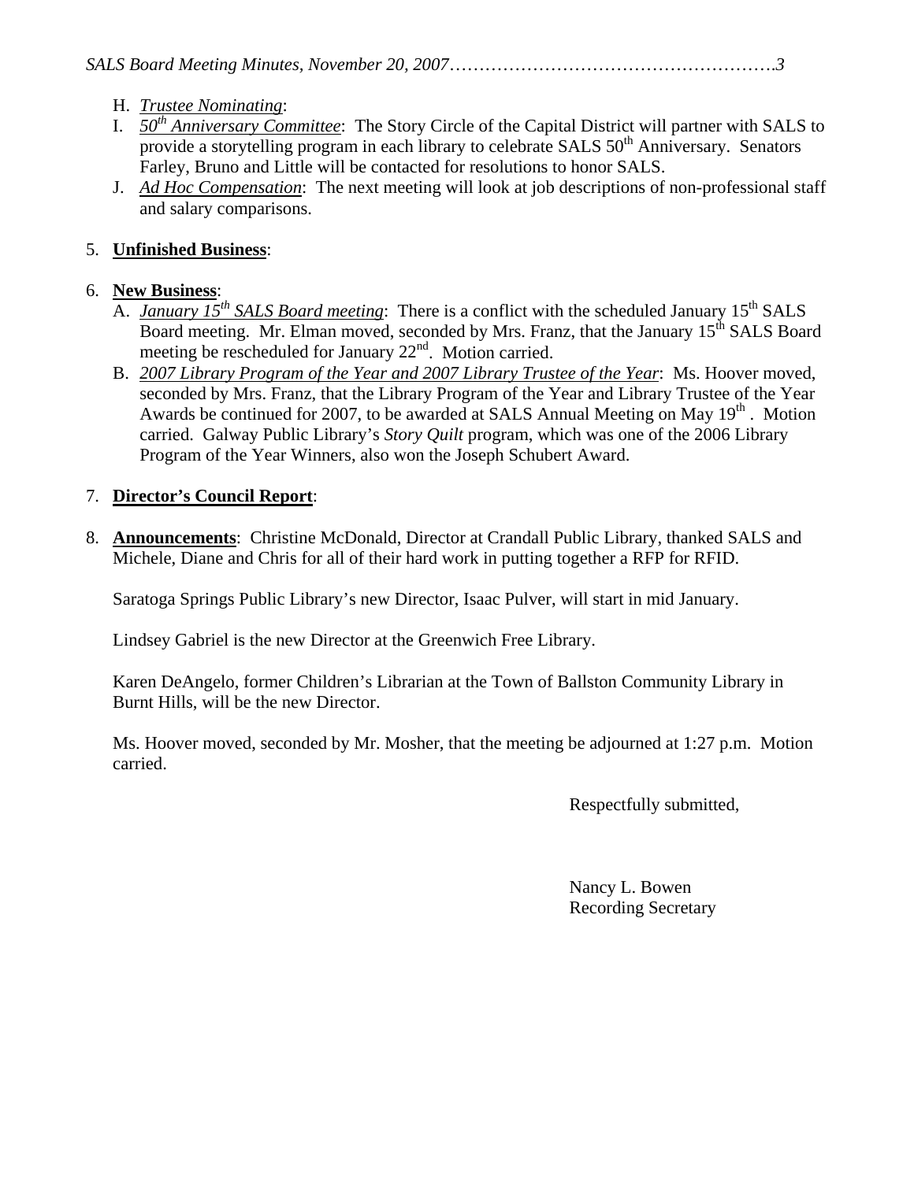H. *Trustee Nominating*:

I. *50th Anniversary Committee*: The Story Circle of the Capital District will partner with SALS to provide a storytelling program in each library to celebrate SALS 50th Anniversary. Senators Farley, Bruno and Little will be contacted for resolutions to honor SALS.

J. *Ad Hoc Compensation*: The next meeting will look at job descriptions of non-professional staff and salary comparisons.

5. **Unfinished Business**:

6. **New Business**:

A. *January 15th SALS Board meeting*: There is a conflict with the scheduled January 15th SALS Board meeting. Mr. Elman moved, seconded by Mrs. Franz, that the January 15th SALS Board meeting be rescheduled for January 22nd. Motion carried.

B. *2007 Library Program of the Year and 2007 Library Trustee of the Year*: Ms. Hoover moved, seconded by Mrs. Franz, that the Library Program of the Year and Library Trustee of the Year Awards be continued for 2007, to be awarded at SALS Annual Meeting on May 19th . Motion carried. Galway Public Library's *Story Quilt* program, which was one of the 2006 Library Program of the Year Winners, also won the Joseph Schubert Award.

7. **Director's Council Report**:

8. **Announcements**: Christine McDonald, Director at Crandall Public Library, thanked SALS and Michele, Diane and Chris for all of their hard work in putting together a RFP for RFID.

Saratoga Springs Public Library's new Director, Isaac Pulver, will start in mid January.

Lindsey Gabriel is the new Director at the Greenwich Free Library.

Karen DeAngelo, former Children's Librarian at the Town of Ballston Community Library in Burnt Hills, will be the new Director.

Ms. Hoover moved, seconded by Mr. Mosher, that the meeting be adjourned at 1:27 p.m. Motion carried.

Respectfully submitted,

Nancy L. Bowen
Recording Secretary